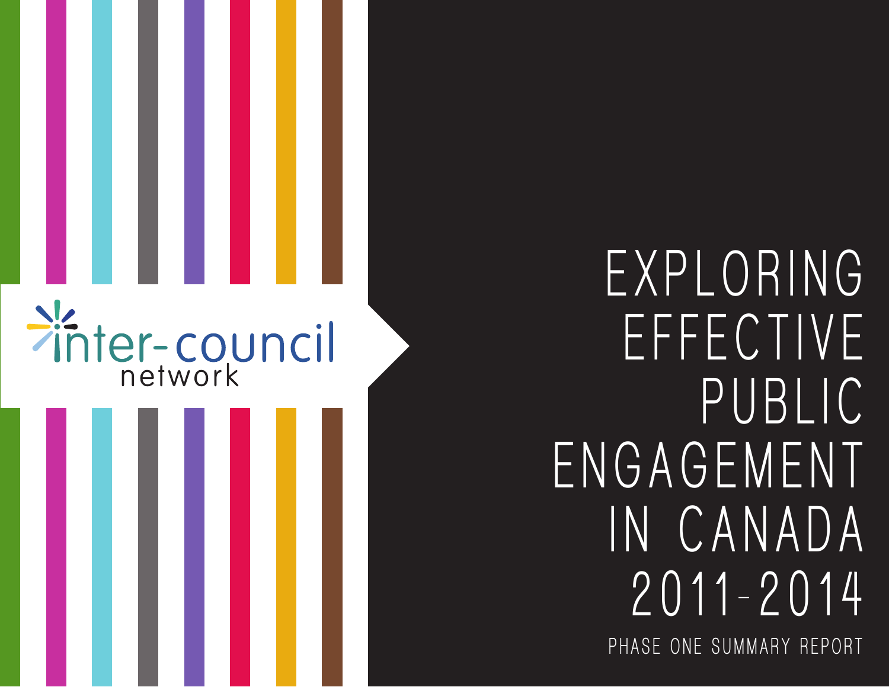inter-council network

# EXPLORING EFFECTIVE PUBLIC ENGAGEMENT IN CANADA 2011-2014

PHASE ONE SUMMARY REPORT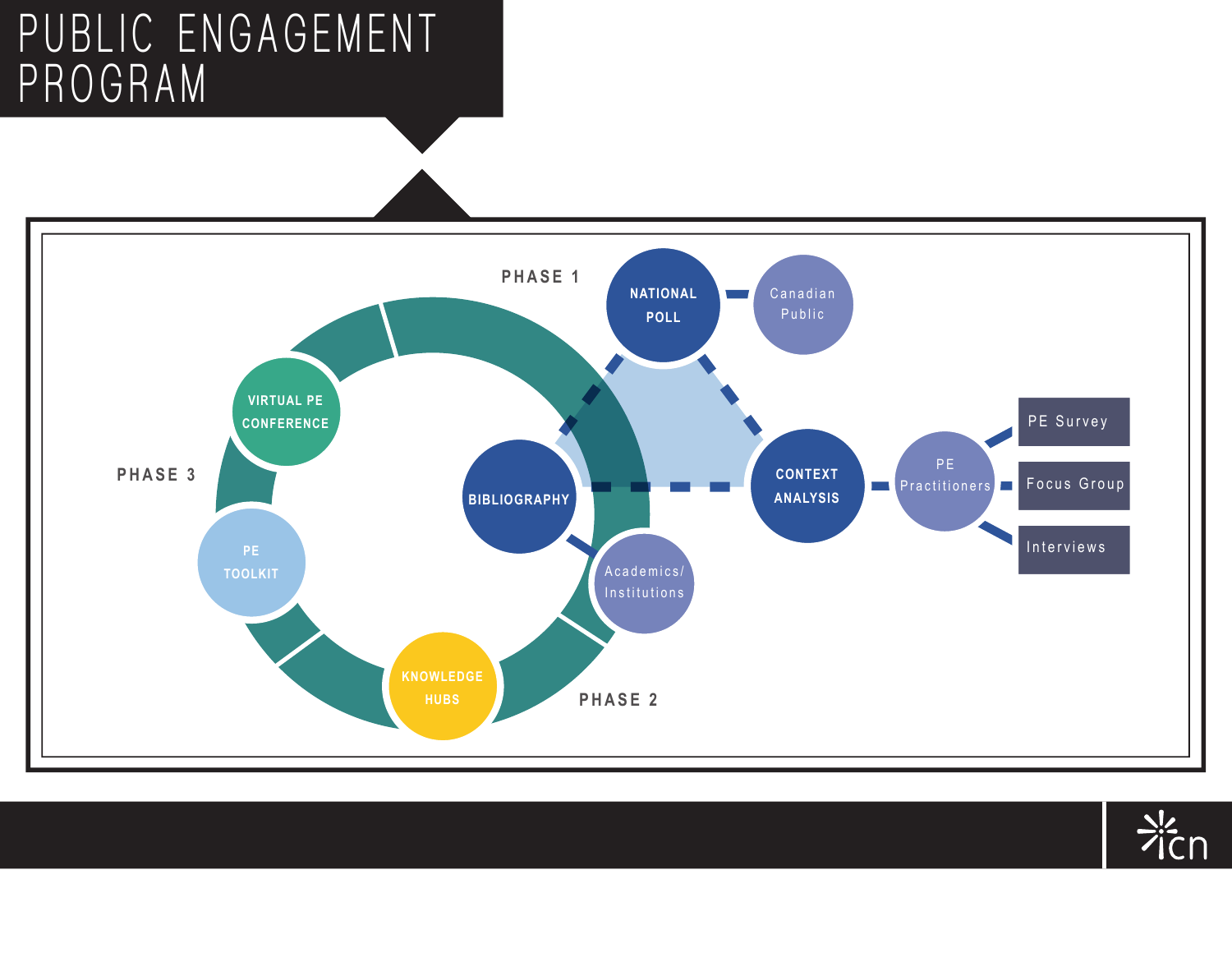# PUBLIC ENGAGEMENT PROGRAM

PHASE 1

NATIONAL POLL

Canadian Public

CONTEXT ANALYSIS

PE Practitioners

PE Survey

Focus Group

Interviews

BIBLIOGRAPHY

Academics/ Institutions

PHASE 2

KNOWLEDGE HUBS

PHASE 3

VIRTUAL PE CONFERENCE

PE TOOLKIT

icn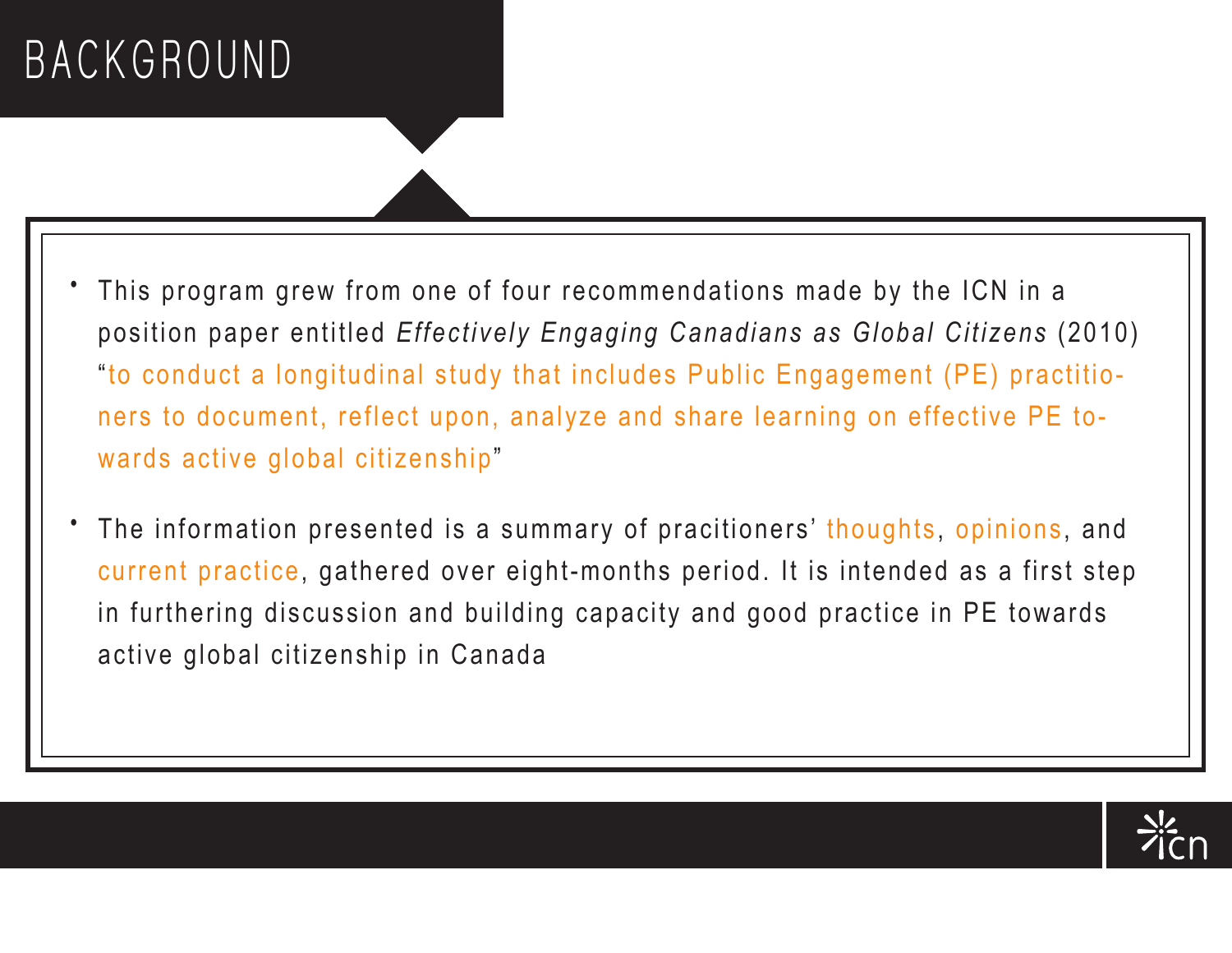# BACKGROUND

- This program grew from one of four recommendations made by the ICN in a position paper entitled *Effectively Engaging Canadians as Global Citizens* (2010) "to conduct a longitudinal study that includes Public Engagement (PE) practitioners to document, reflect upon, analyze and share learning on effective PE towards active global citizenship"

- The information presented is a summary of pracitioners' thoughts, opinions, and current practice, gathered over eight-months period. It is intended as a first step in furthering discussion and building capacity and good practice in PE towards active global citizenship in Canada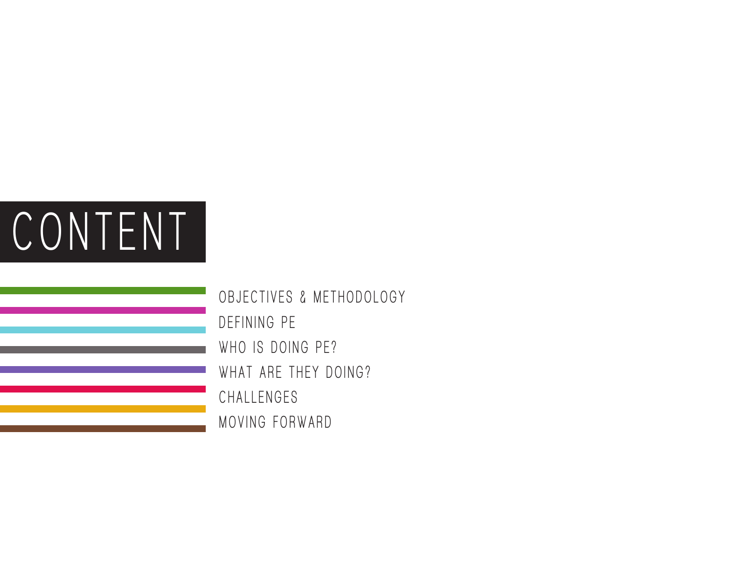# CONTENT

- OBJECTIVES & METHODOLOGY
- DEFINING PE
- WHO IS DOING PE?
- WHAT ARE THEY DOING?
- CHALLENGES
- MOVING FORWARD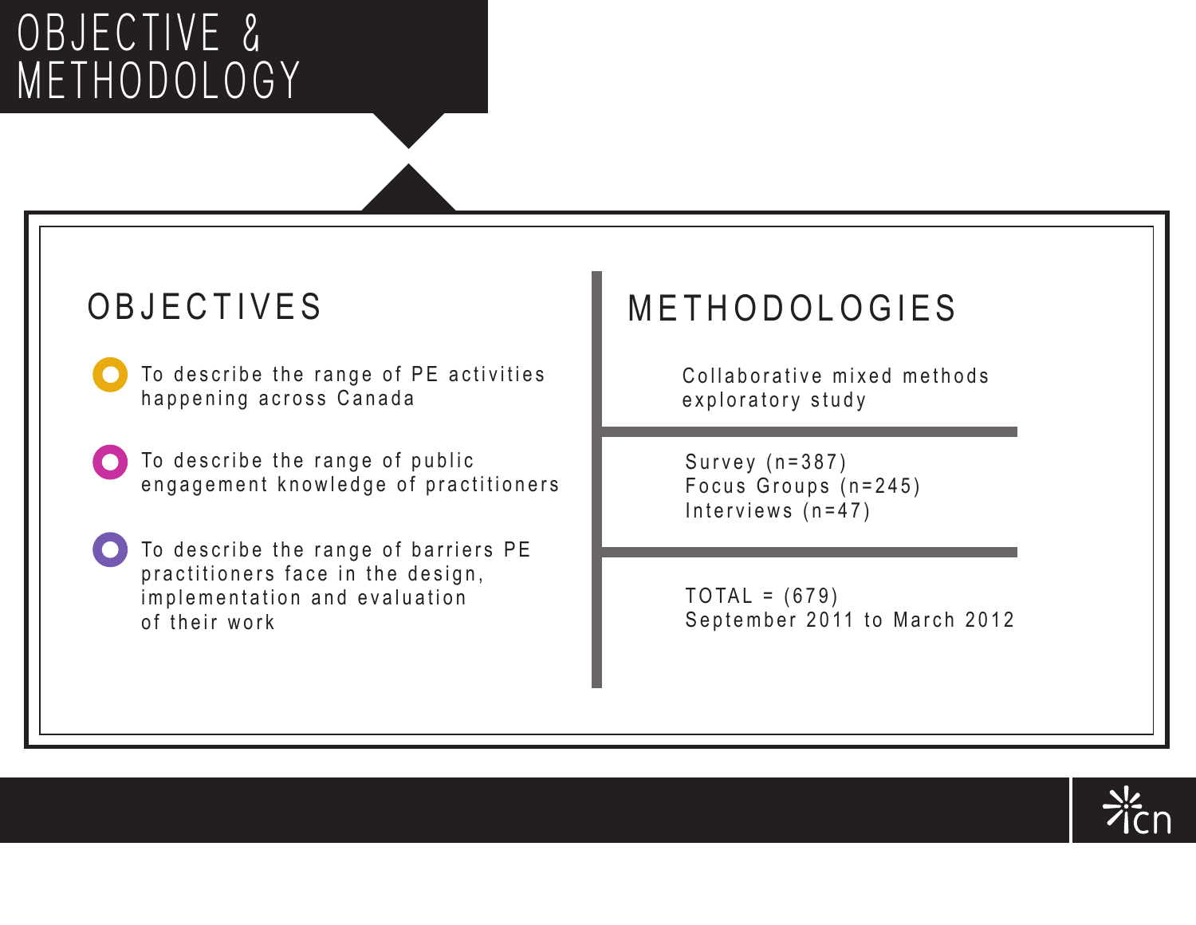# OBJECTIVE & METHODOLOGY

## OBJECTIVES

- To describe the range of PE activities happening across Canada
- To describe the range of public engagement knowledge of practitioners
- To describe the range of barriers PE practitioners face in the design, implementation and evaluation of their work

## METHODOLOGIES

Collaborative mixed methods exploratory study

Survey (n=387)
Focus Groups (n=245)
Interviews (n=47)

TOTAL = (679)
September 2011 to March 2012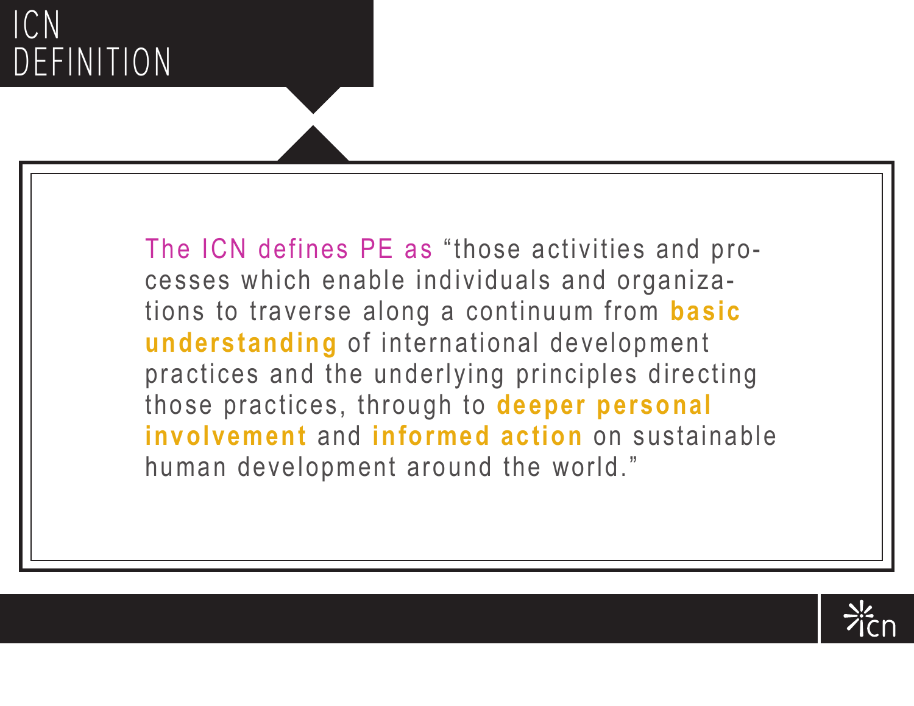# ICN DEFINITION

The ICN defines PE as "those activities and processes which enable individuals and organizations to traverse along a continuum from **basic understanding** of international development practices and the underlying principles directing those practices, through to **deeper personal involvement** and **informed action** on sustainable human development around the world."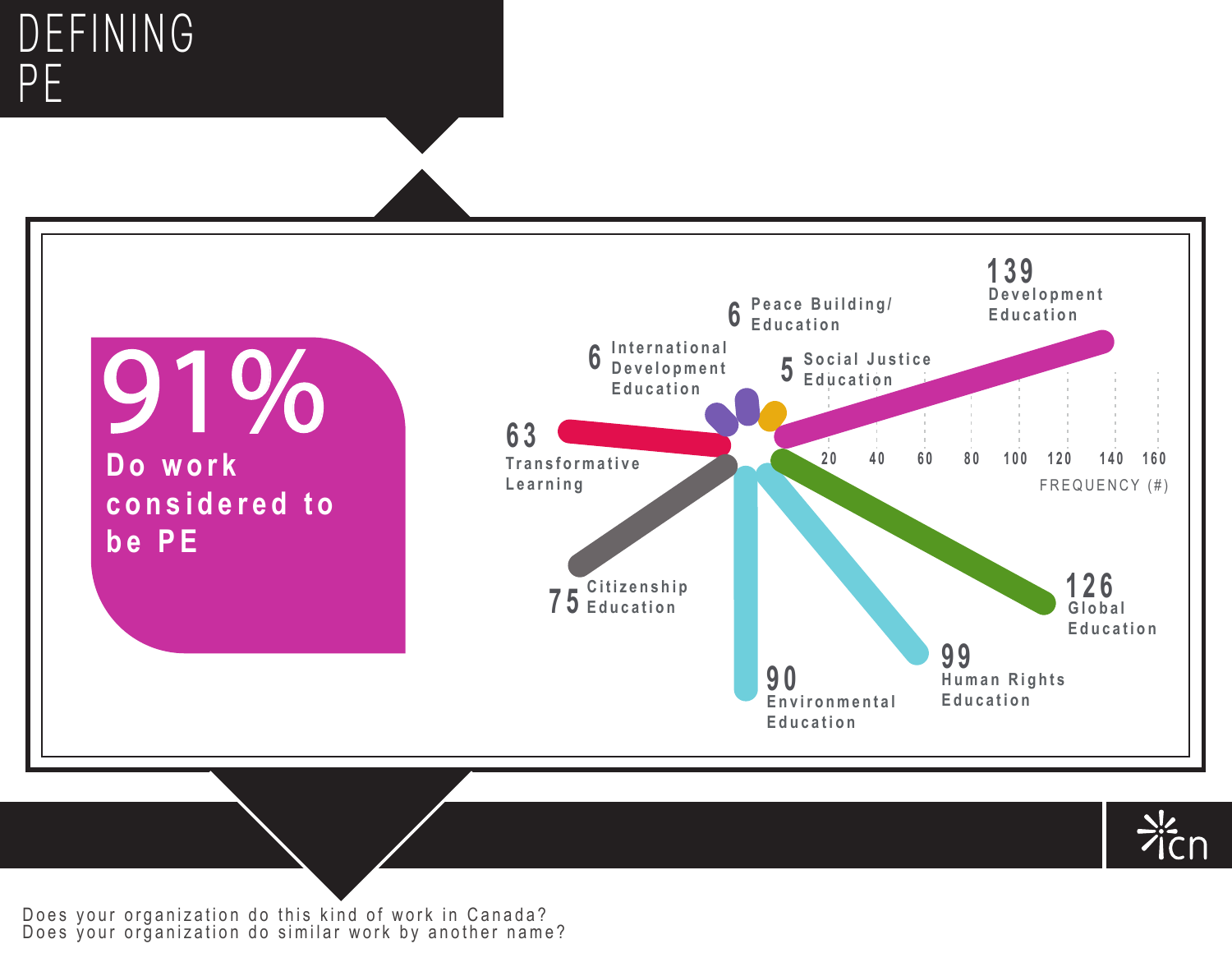# DEFINING PE

**91%**

**Do work considered to be PE**

| Term | Frequency (#) |
|---|---|
| Development Education | 139 |
| Global Education | 126 |
| Human Rights Education | 99 |
| Environmental Education | 90 |
| Citizenship Education | 75 |
| Transformative Learning | 63 |
| International Development Education | 6 |
| Peace Building/ Education | 6 |
| Social Justice Education | 5 |

FREQUENCY (#)

Does your organization do this kind of work in Canada?
Does your organization do similar work by another name?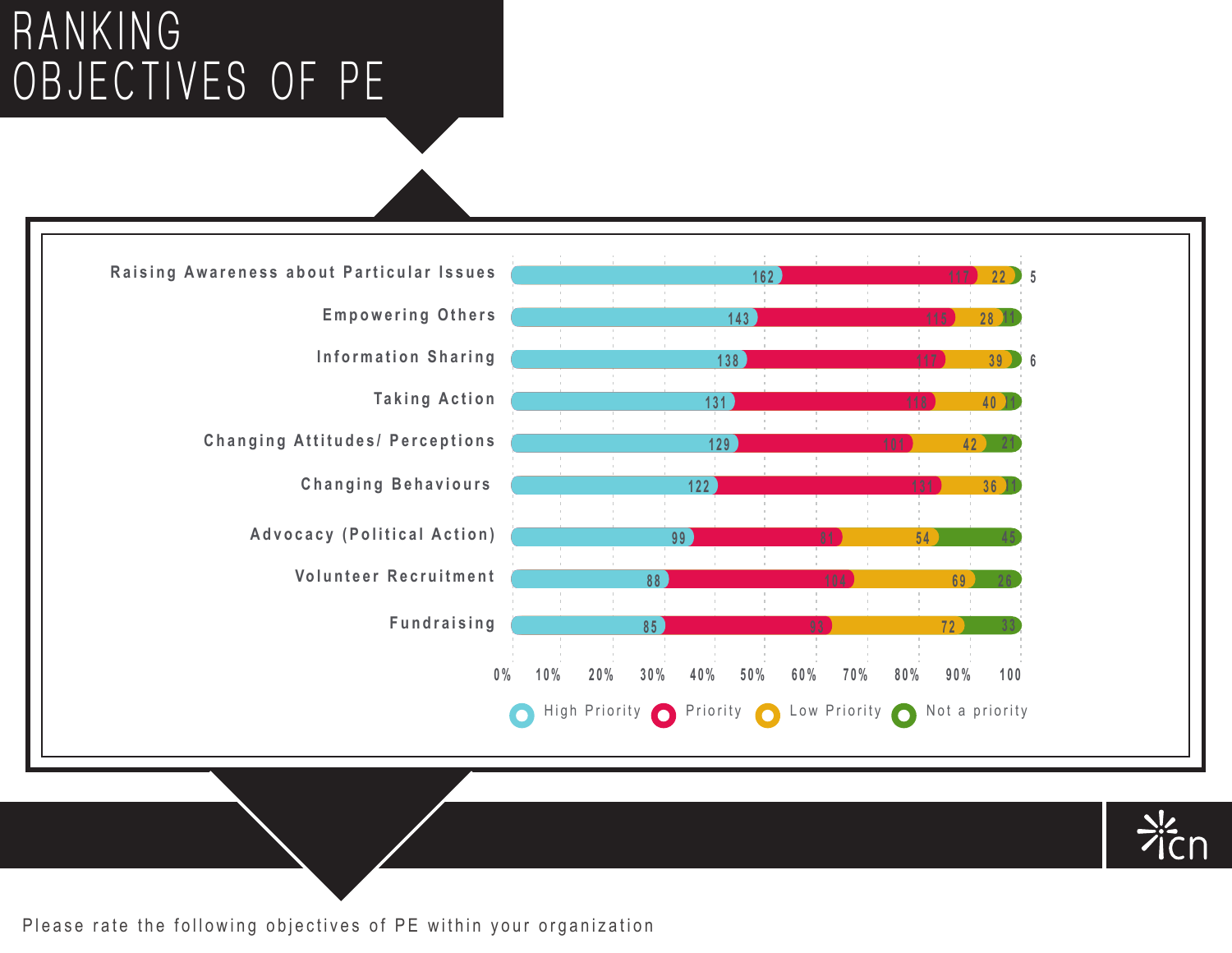# RANKING OBJECTIVES OF PE

| Objective | High Priority | Priority | Low Priority | Not a priority |
|---|---|---|---|---|
| Raising Awareness about Particular Issues | 162 | 117 | 22 | 5 |
| Empowering Others | 143 | 115 | 28 | 11 |
| Information Sharing | 138 | 117 | 39 | 6 |
| Taking Action | 131 | 118 | 40 | 11 |
| Changing Attitudes/ Perceptions | 129 | 101 | 42 | 21 |
| Changing Behaviours | 122 | 131 | 36 | 11 |
| Advocacy (Political Action) | 99 | 81 | 54 | 45 |
| Volunteer Recruitment | 88 | 104 | 69 | 26 |
| Fundraising | 85 | 93 | 72 | 33 |

Please rate the following objectives of PE within your organization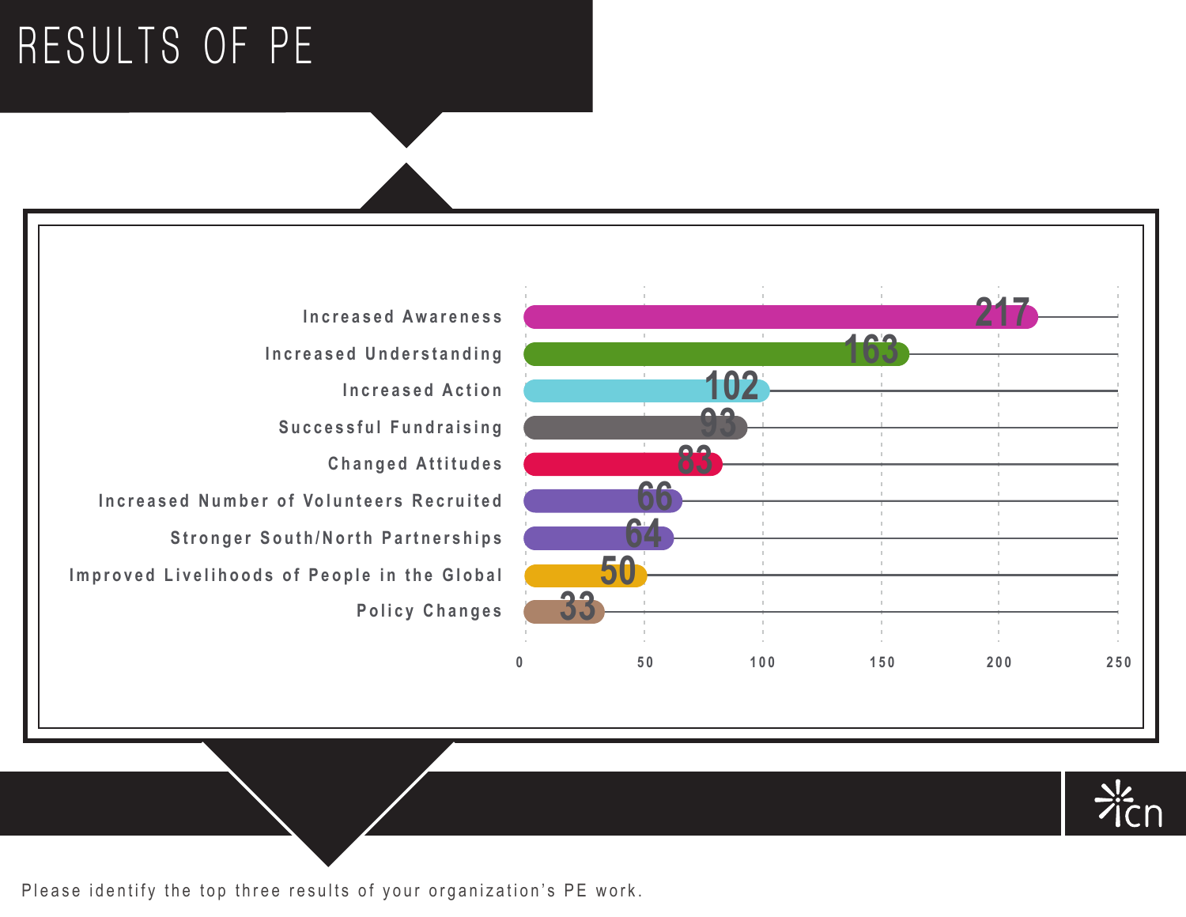# RESULTS OF PE

| Result | Count |
|---|---|
| Increased Awareness | 217 |
| Increased Understanding | 163 |
| Increased Action | 102 |
| Successful Fundraising | 93 |
| Changed Attitudes | 83 |
| Increased Number of Volunteers Recruited | 66 |
| Stronger South/North Partnerships | 64 |
| Improved Livelihoods of People in the Global | 50 |
| Policy Changes | 33 |

Please identify the top three results of your organization's PE work.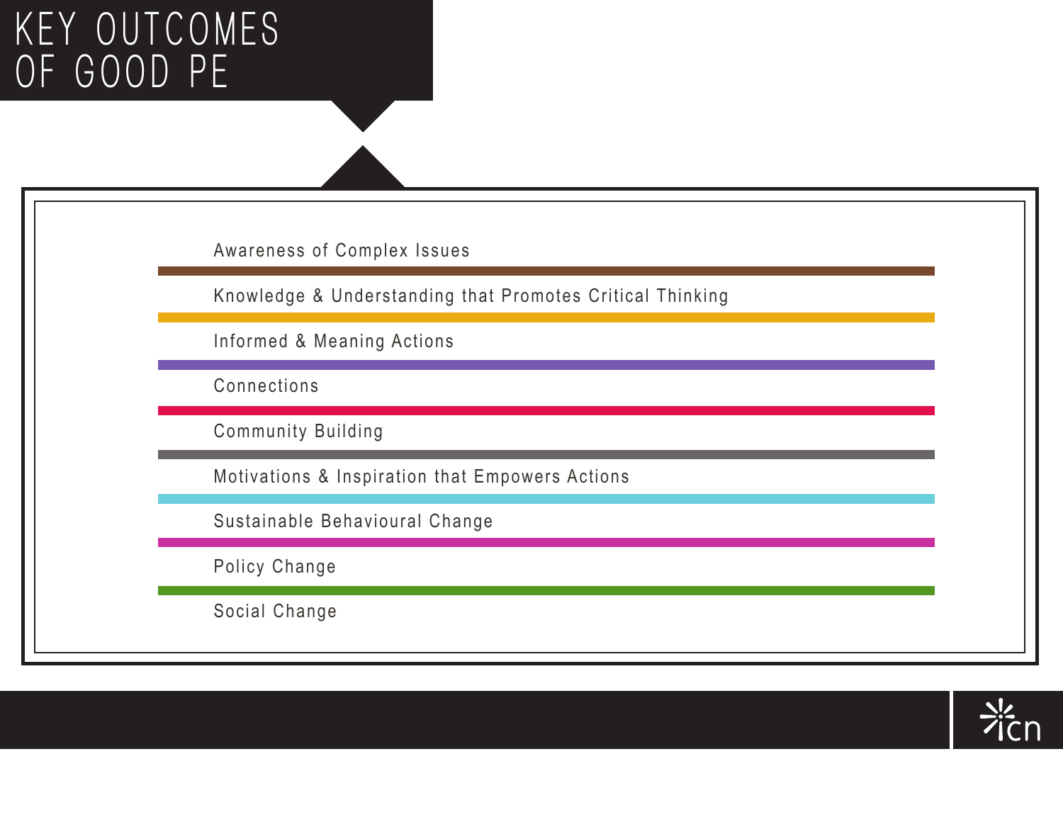# KEY OUTCOMES OF GOOD PE

- Awareness of Complex Issues
- Knowledge & Understanding that Promotes Critical Thinking
- Informed & Meaning Actions
- Connections
- Community Building
- Motivations & Inspiration that Empowers Actions
- Sustainable Behavioural Change
- Policy Change
- Social Change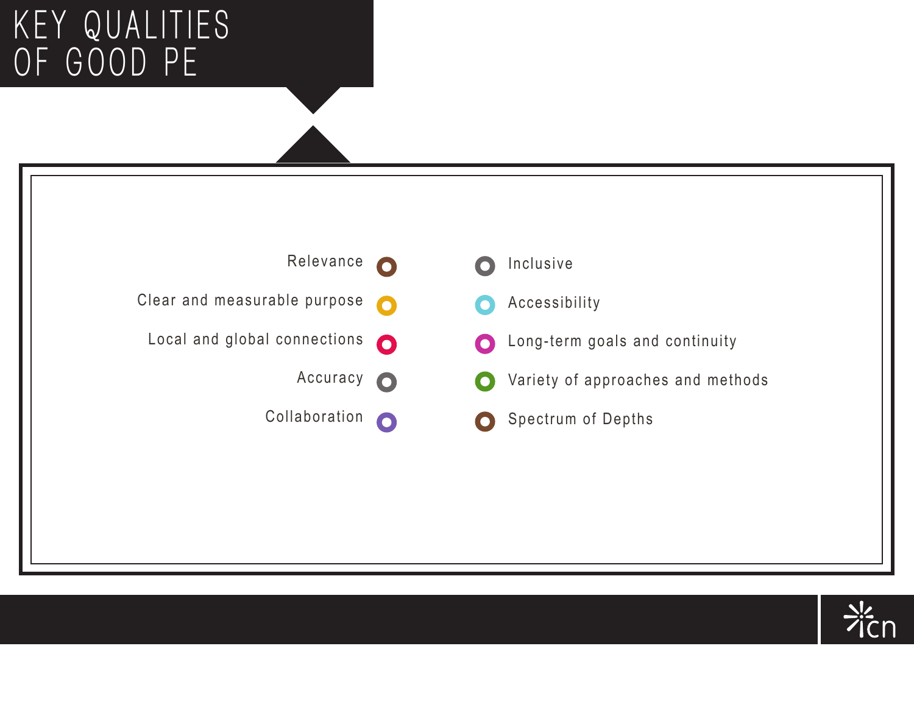# KEY QUALITIES OF GOOD PE

- Relevance
- Clear and measurable purpose
- Local and global connections
- Accuracy
- Collaboration
- Inclusive
- Accessibility
- Long-term goals and continuity
- Variety of approaches and methods
- Spectrum of Depths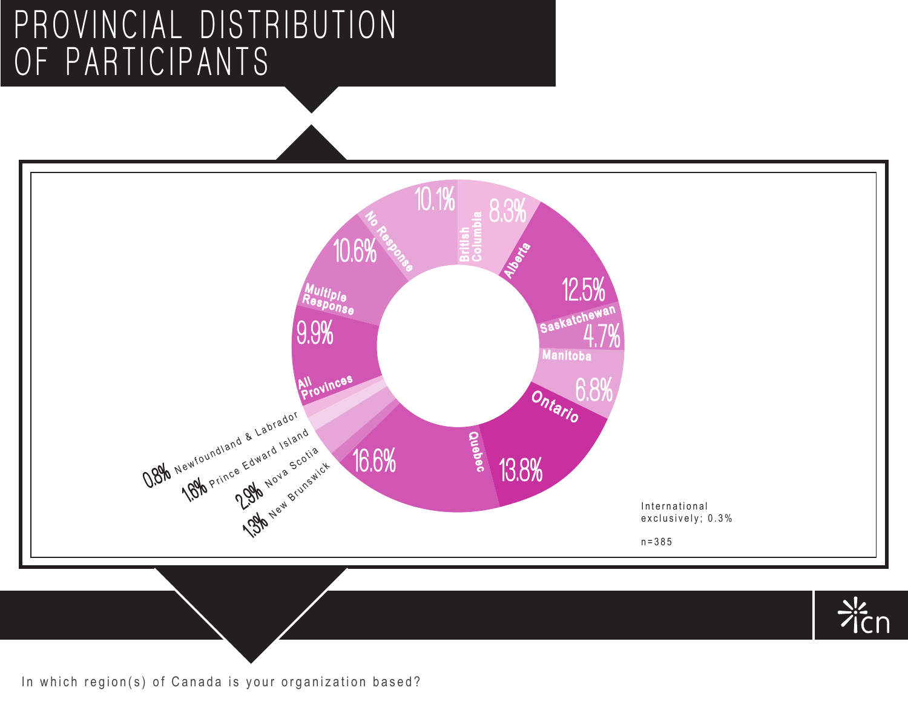# PROVINCIAL DISTRIBUTION OF PARTICIPANTS

| Region | Percentage |
| --- | --- |
| British Columbia | 8.3% |
| Alberta | 12.5% |
| Saskatchewan | 4.7% |
| Manitoba | 6.8% |
| Ontario | 13.8% |
| Quebec | 16.6% |
| New Brunswick | 1.3% |
| Nova Scotia | 2.9% |
| Prince Edward Island | 1.6% |
| Newfoundland & Labrador | 0.8% |
| All Provinces | 9.9% |
| Multiple Response | 10.6% |
| No Response | 10.1% |

International exclusively; 0.3%

n=385

In which region(s) of Canada is your organization based?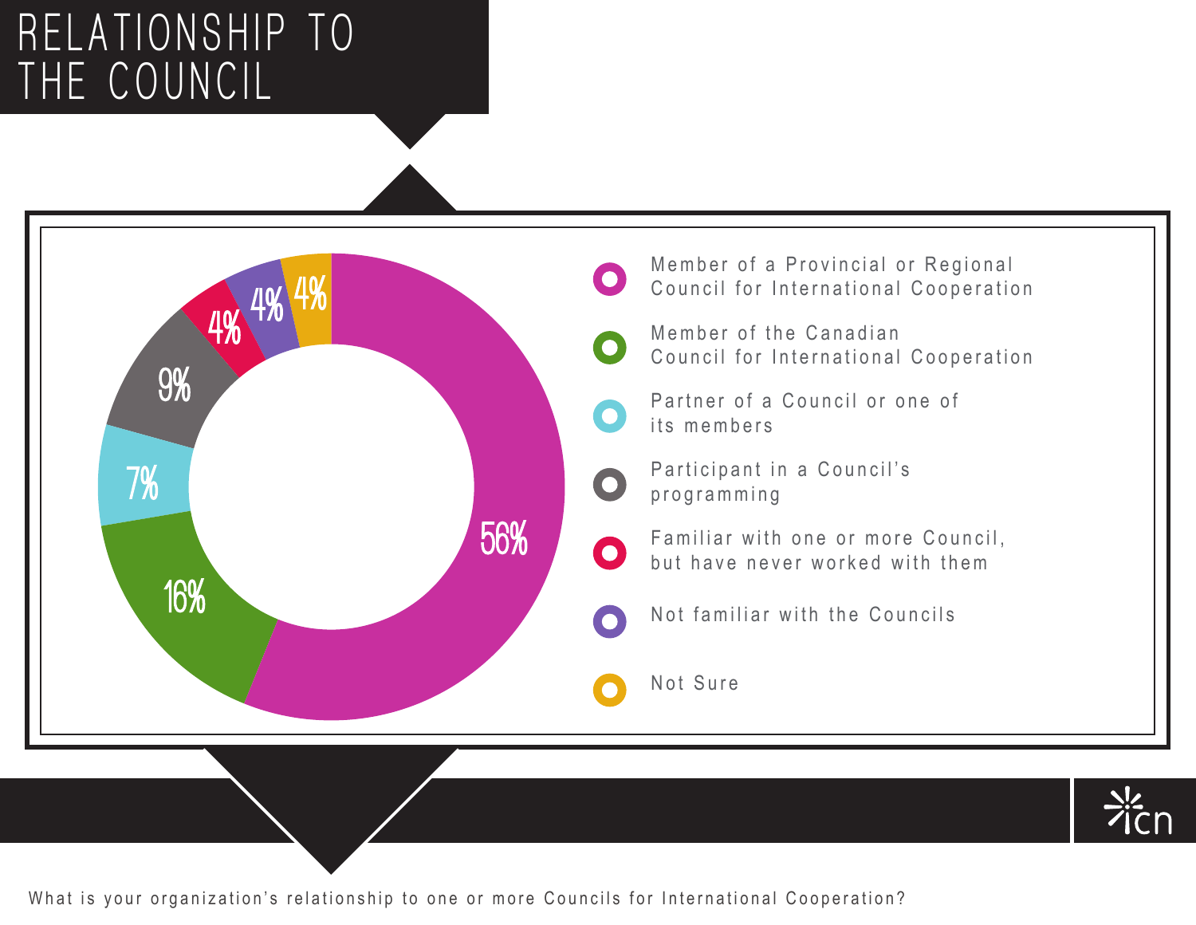# RELATIONSHIP TO THE COUNCIL

| Relationship | Percentage |
|---|---|
| Member of a Provincial or Regional Council for International Cooperation | 56% |
| Member of the Canadian Council for International Cooperation | 16% |
| Partner of a Council or one of its members | 7% |
| Participant in a Council's programming | 9% |
| Familiar with one or more Council, but have never worked with them | 4% |
| Not familiar with the Councils | 4% |
| Not Sure | 4% |

What is your organization's relationship to one or more Councils for International Cooperation?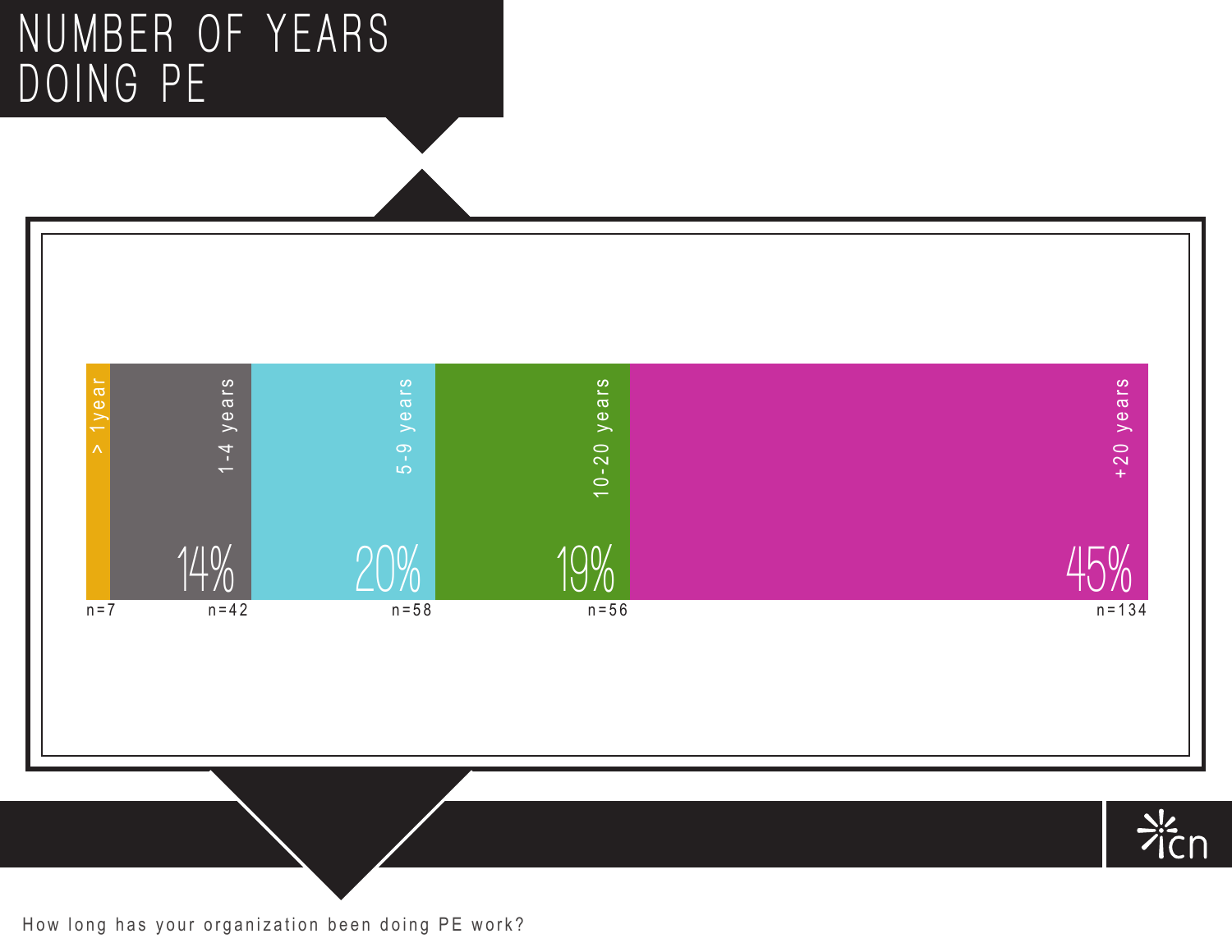# NUMBER OF YEARS DOING PE

| > 1year | 1-4 years | 5-9 years | 10-20 years | +20 years |
|---|---|---|---|---|
| | 14% | 20% | 19% | 45% |
| n=7 | n=42 | n=58 | n=56 | n=134 |

How long has your organization been doing PE work?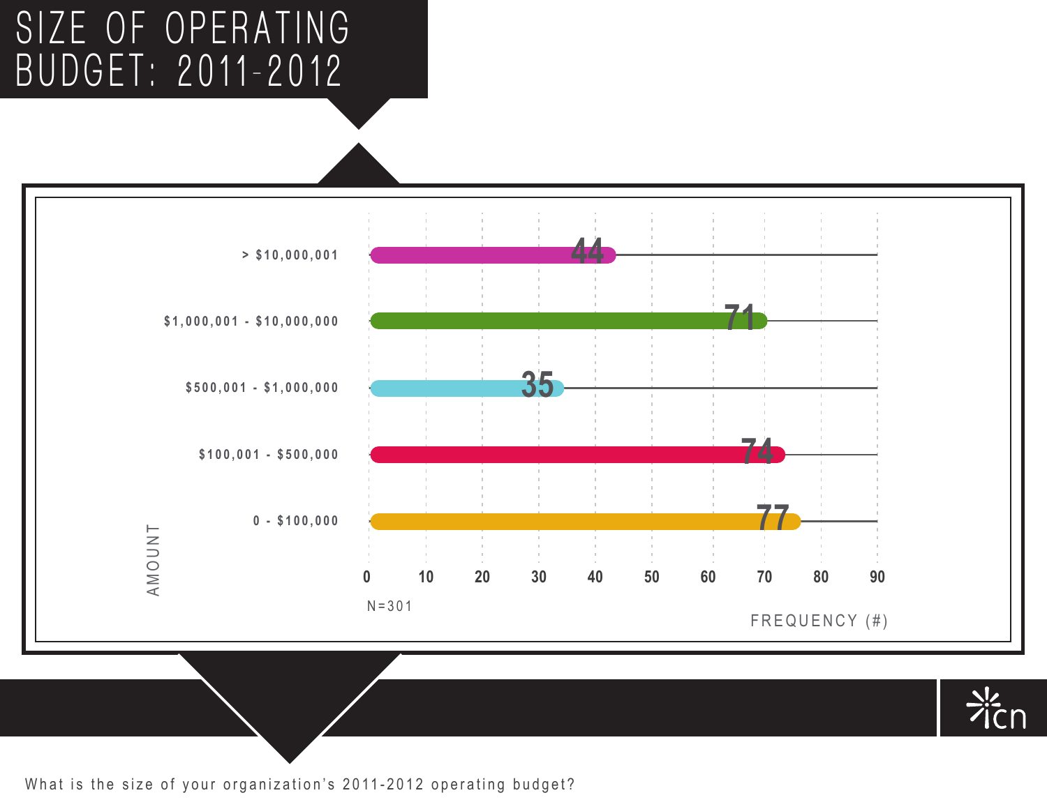# SIZE OF OPERATING BUDGET: 2011-2012

| AMOUNT | FREQUENCY (#) |
|---|---|
| > $10,000,001 | 44 |
| $1,000,001 - $10,000,000 | 71 |
| $500,001 - $1,000,000 | 35 |
| $100,001 - $500,000 | 74 |
| 0 - $100,000 | 77 |

N=301

What is the size of your organization's 2011-2012 operating budget?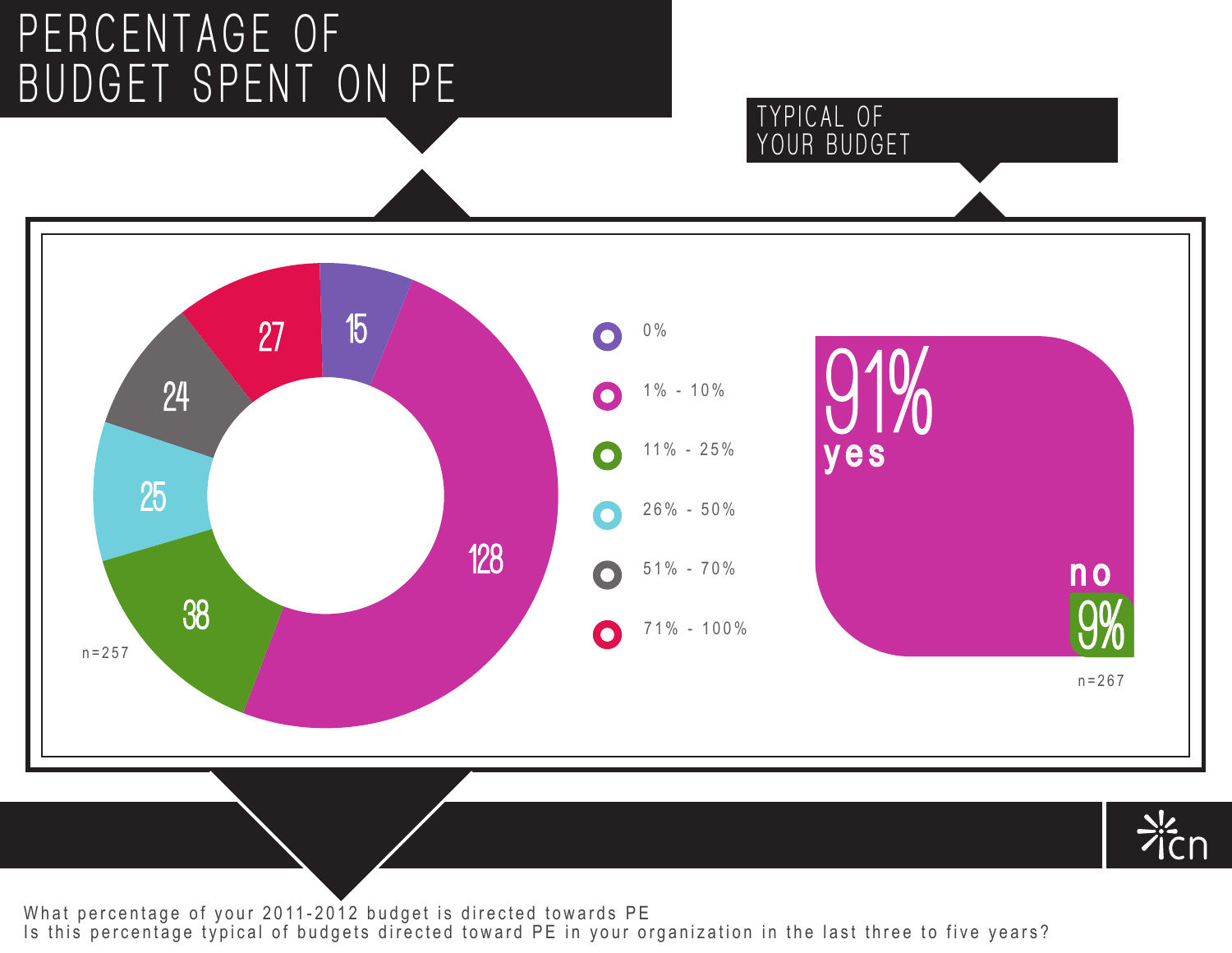# PERCENTAGE OF BUDGET SPENT ON PE

| Percentage of budget | Count |
|---|---|
| 0% | 15 |
| 1% - 10% | 128 |
| 11% - 25% | 38 |
| 26% - 50% | 25 |
| 51% - 70% | 24 |
| 71% - 100% | 27 |

n=257

## TYPICAL OF YOUR BUDGET

91% yes

no 9%

n=267

What percentage of your 2011-2012 budget is directed towards PE

Is this percentage typical of budgets directed toward PE in your organization in the last three to five years?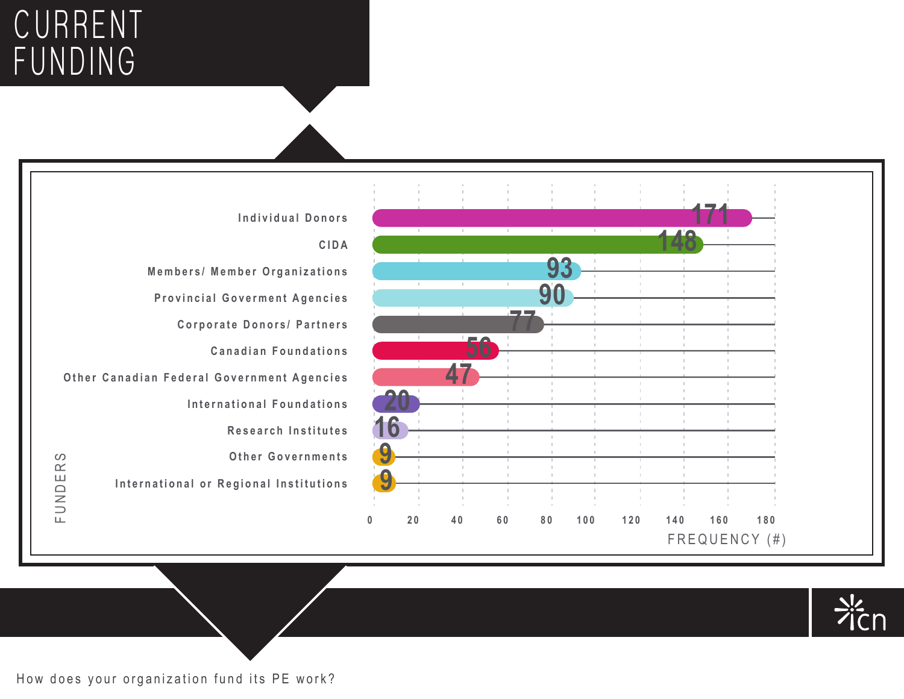# CURRENT FUNDING

| FUNDERS | FREQUENCY (#) |
| --- | --- |
| Individual Donors | 171 |
| CIDA | 148 |
| Members/ Member Organizations | 93 |
| Provincial Goverment Agencies | 90 |
| Corporate Donors/ Partners | 77 |
| Canadian Foundations | 56 |
| Other Canadian Federal Government Agencies | 47 |
| International Foundations | 20 |
| Research Institutes | 16 |
| Other Governments | 9 |
| International or Regional Institutions | 9 |

How does your organization fund its PE work?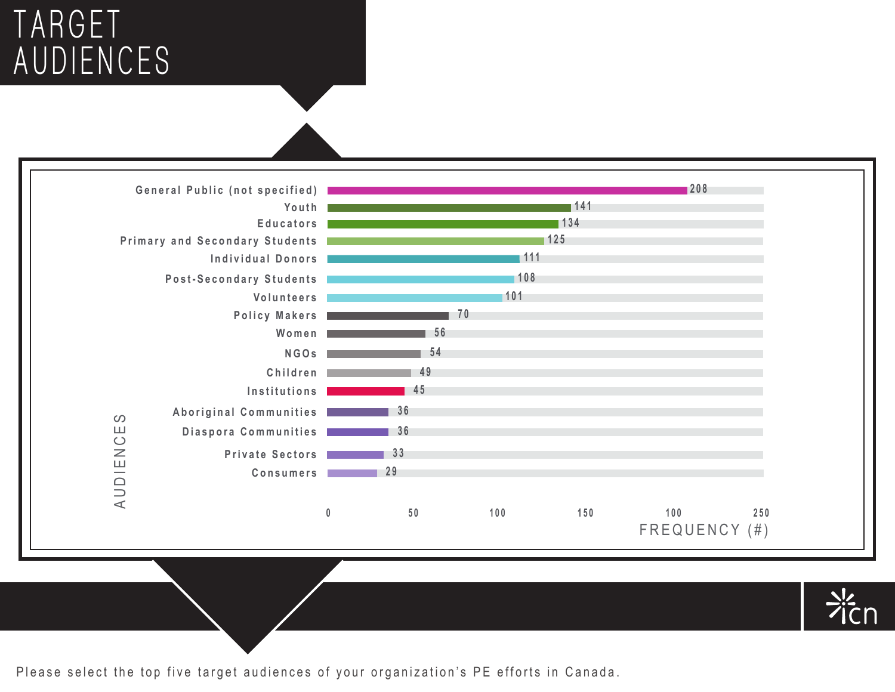# TARGET AUDIENCES

| Audiences | Frequency (#) |
| --- | --- |
| General Public (not specified) | 208 |
| Youth | 141 |
| Educators | 134 |
| Primary and Secondary Students | 125 |
| Individual Donors | 111 |
| Post-Secondary Students | 108 |
| Volunteers | 101 |
| Policy Makers | 70 |
| Women | 56 |
| NGOs | 54 |
| Children | 49 |
| Institutions | 45 |
| Aboriginal Communities | 36 |
| Diaspora Communities | 36 |
| Private Sectors | 33 |
| Consumers | 29 |

Please select the top five target audiences of your organization's PE efforts in Canada.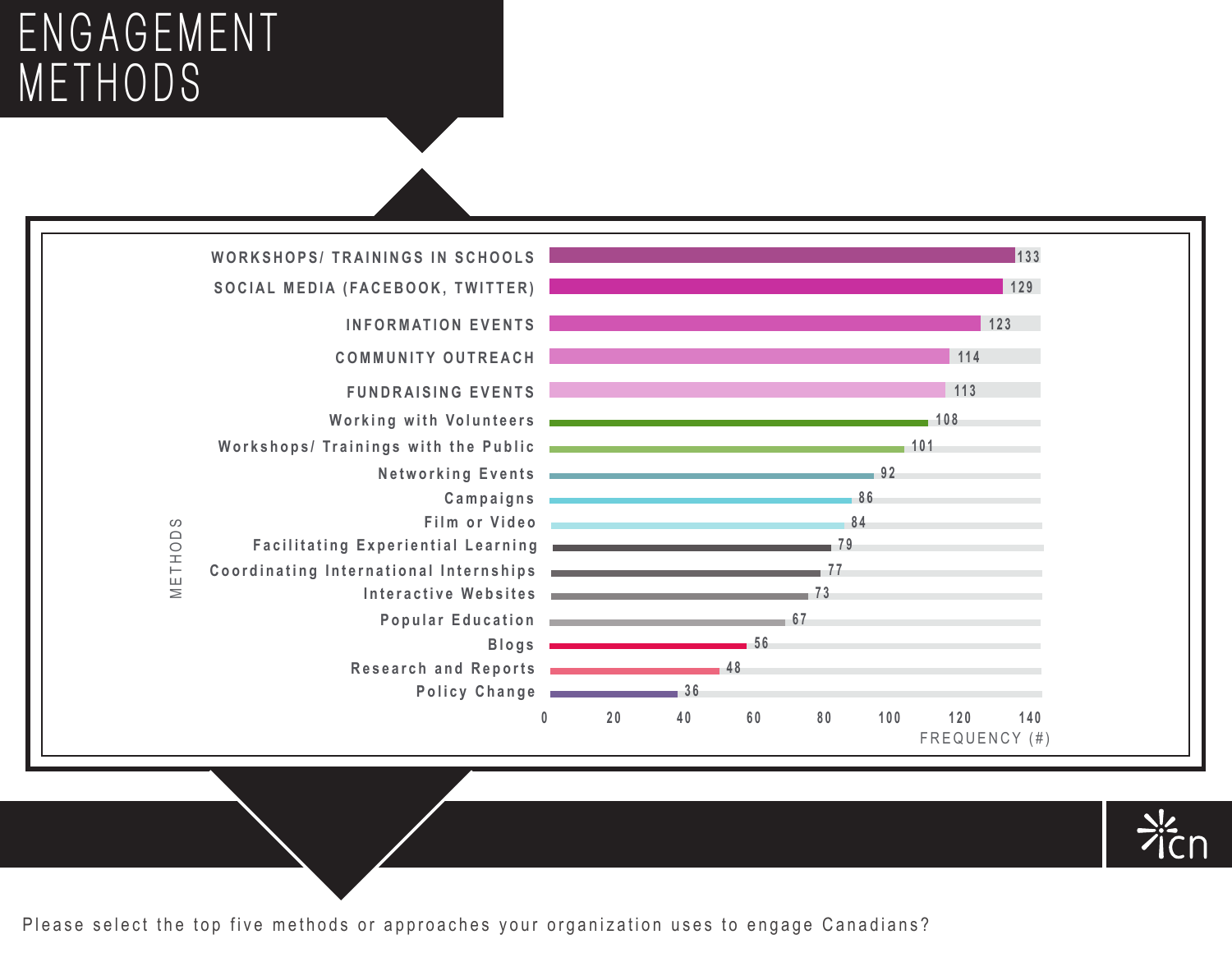# ENGAGEMENT METHODS

| Methods | Frequency (#) |
|---|---|
| WORKSHOPS/ TRAININGS IN SCHOOLS | 133 |
| SOCIAL MEDIA (FACEBOOK, TWITTER) | 129 |
| INFORMATION EVENTS | 123 |
| COMMUNITY OUTREACH | 114 |
| FUNDRAISING EVENTS | 113 |
| Working with Volunteers | 108 |
| Workshops/ Trainings with the Public | 101 |
| Networking Events | 92 |
| Campaigns | 86 |
| Film or Video | 84 |
| Facilitating Experiential Learning | 79 |
| Coordinating International Internships | 77 |
| Interactive Websites | 73 |
| Popular Education | 67 |
| Blogs | 56 |
| Research and Reports | 48 |
| Policy Change | 36 |

Please select the top five methods or approaches your organization uses to engage Canadians?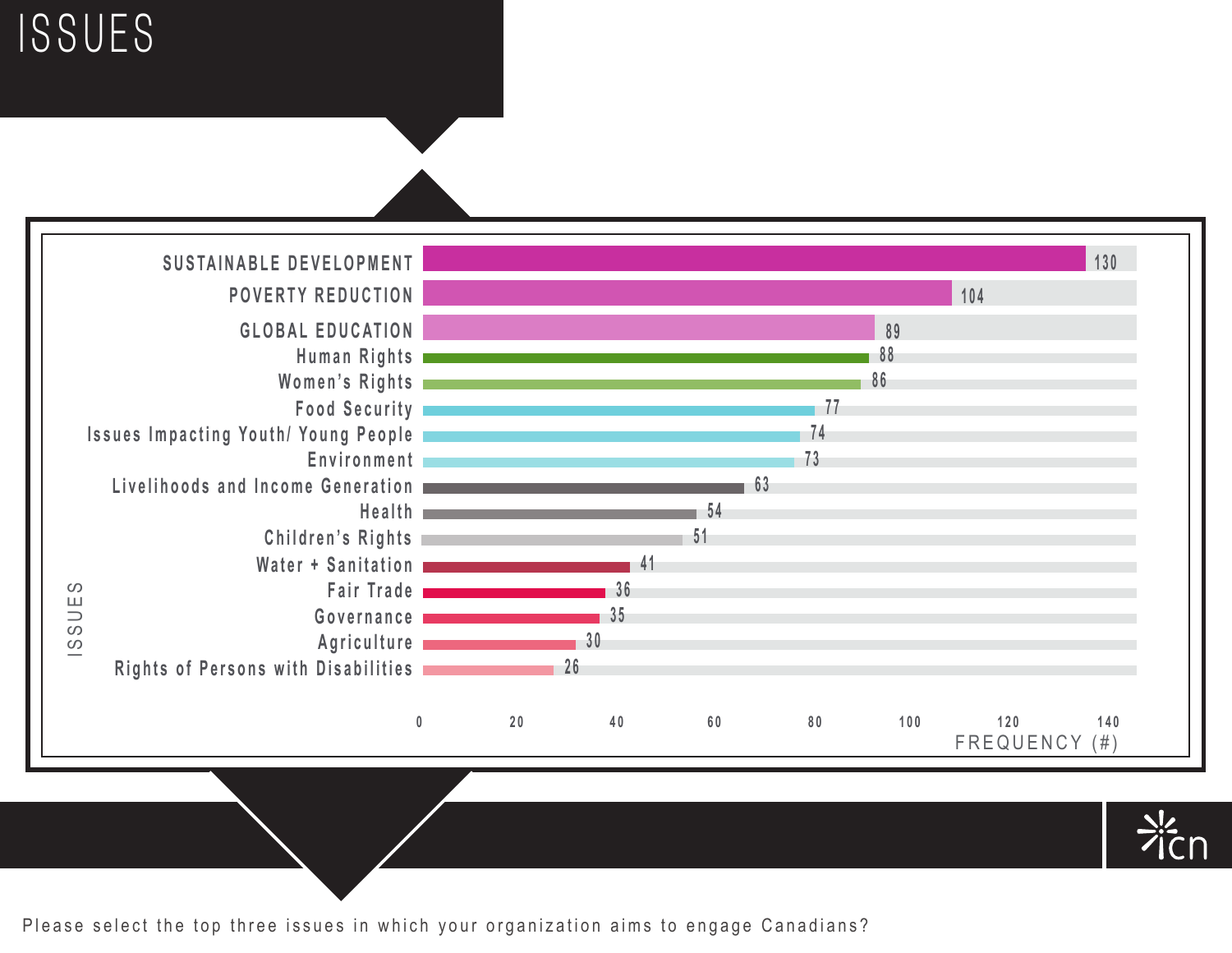# ISSUES

| Issues | Frequency (#) |
|---|---|
| SUSTAINABLE DEVELOPMENT | 130 |
| POVERTY REDUCTION | 104 |
| GLOBAL EDUCATION | 89 |
| Human Rights | 88 |
| Women's Rights | 86 |
| Food Security | 77 |
| Issues Impacting Youth/ Young People | 74 |
| Environment | 73 |
| Livelihoods and Income Generation | 63 |
| Health | 54 |
| Children's Rights | 51 |
| Water + Sanitation | 41 |
| Fair Trade | 36 |
| Governance | 35 |
| Agriculture | 30 |
| Rights of Persons with Disabilities | 26 |

Please select the top three issues in which your organization aims to engage Canadians?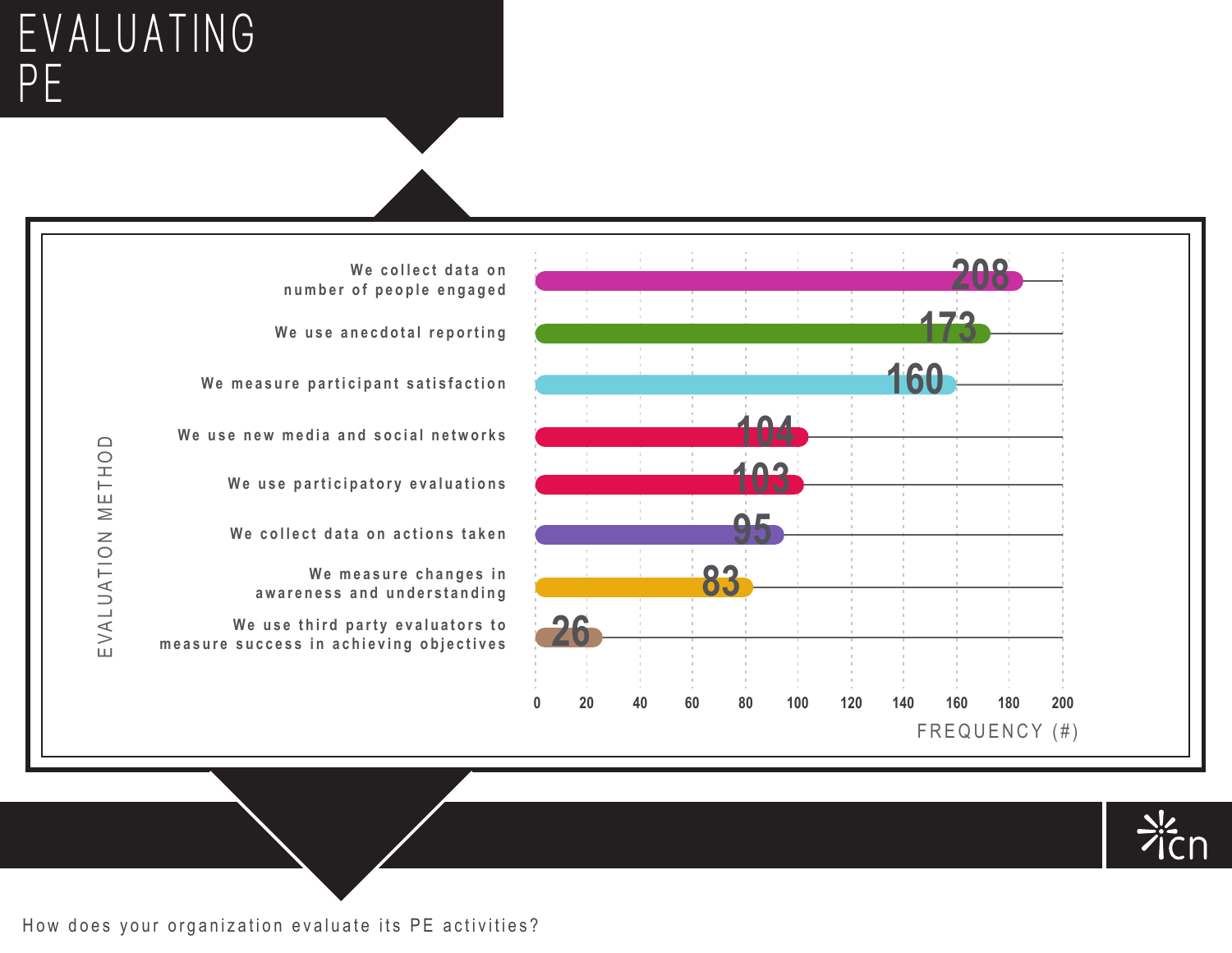# EVALUATING PE

| Evaluation Method | Frequency (#) |
|---|---|
| We collect data on number of people engaged | 208 |
| We use anecdotal reporting | 173 |
| We measure participant satisfaction | 160 |
| We use new media and social networks | 104 |
| We use participatory evaluations | 103 |
| We collect data on actions taken | 95 |
| We measure changes in awareness and understanding | 83 |
| We use third party evaluators to measure success in achieving objectives | 26 |

How does your organization evaluate its PE activities?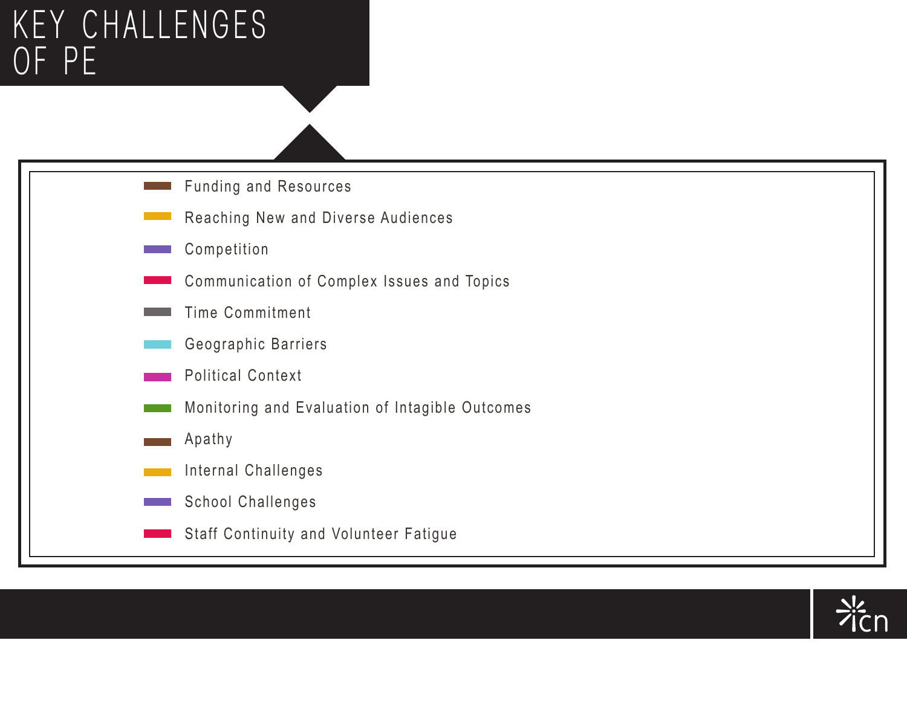# KEY CHALLENGES OF PE

- Funding and Resources
- Reaching New and Diverse Audiences
- Competition
- Communication of Complex Issues and Topics
- Time Commitment
- Geographic Barriers
- Political Context
- Monitoring and Evaluation of Intagible Outcomes
- Apathy
- Internal Challenges
- School Challenges
- Staff Continuity and Volunteer Fatigue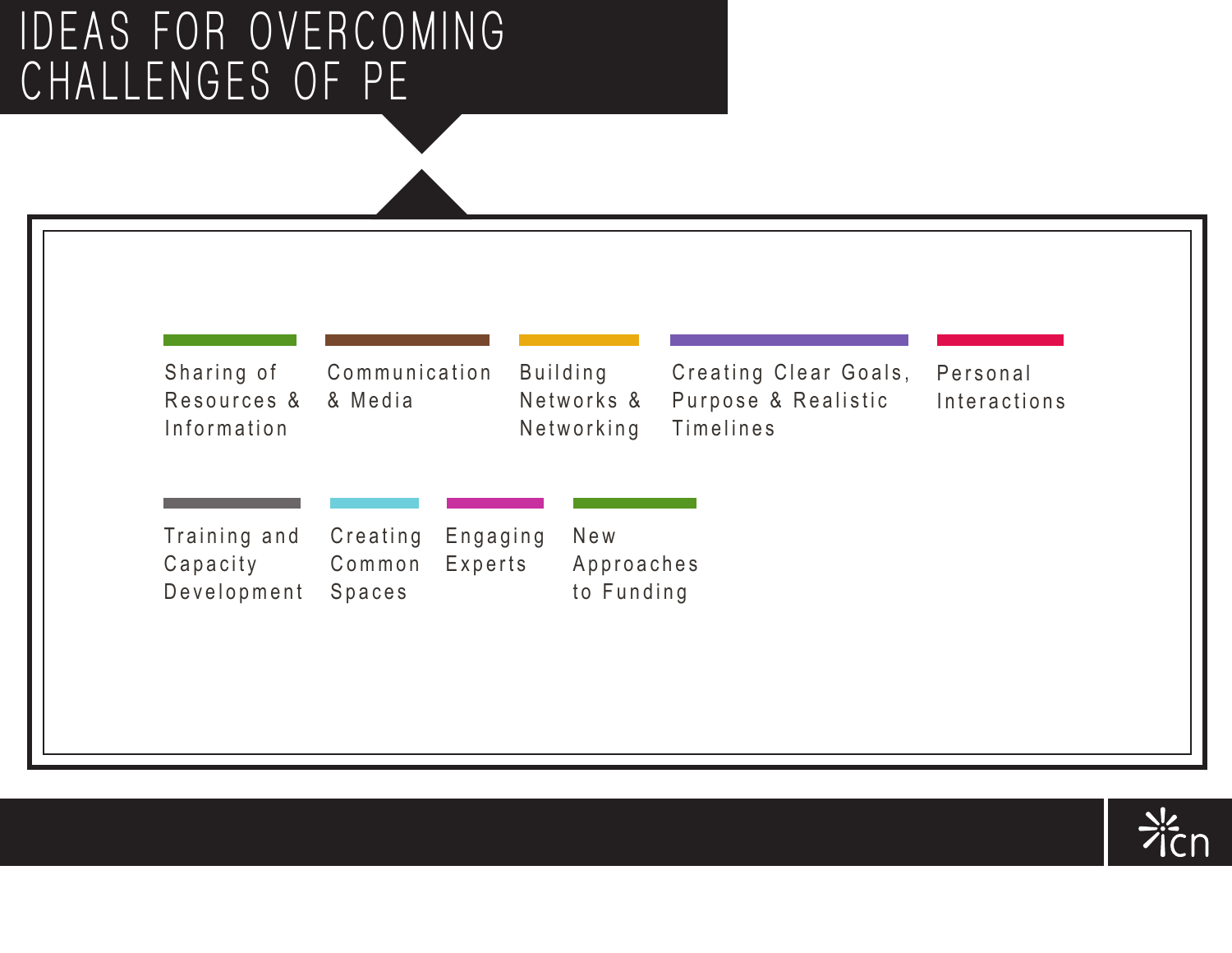# IDEAS FOR OVERCOMING CHALLENGES OF PE

- Sharing of Resources & Information
- Communication & Media
- Building Networks & Networking
- Creating Clear Goals, Purpose & Realistic Timelines
- Personal Interactions
- Training and Capacity Development
- Creating Common Spaces
- Engaging Experts
- New Approaches to Funding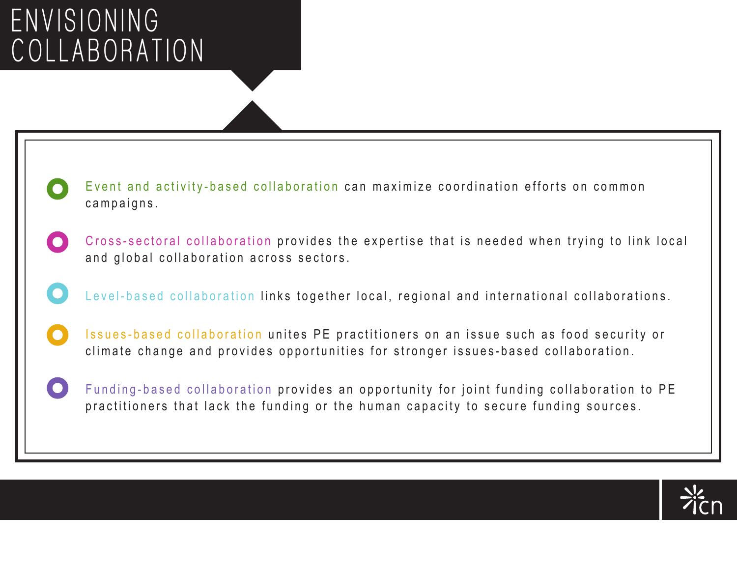# ENVISIONING COLLABORATION

- **Event and activity-based collaboration** can maximize coordination efforts on common campaigns.
- **Cross-sectoral collaboration** provides the expertise that is needed when trying to link local and global collaboration across sectors.
- **Level-based collaboration** links together local, regional and international collaborations.
- **Issues-based collaboration** unites PE practitioners on an issue such as food security or climate change and provides opportunities for stronger issues-based collaboration.
- **Funding-based collaboration** provides an opportunity for joint funding collaboration to PE practitioners that lack the funding or the human capacity to secure funding sources.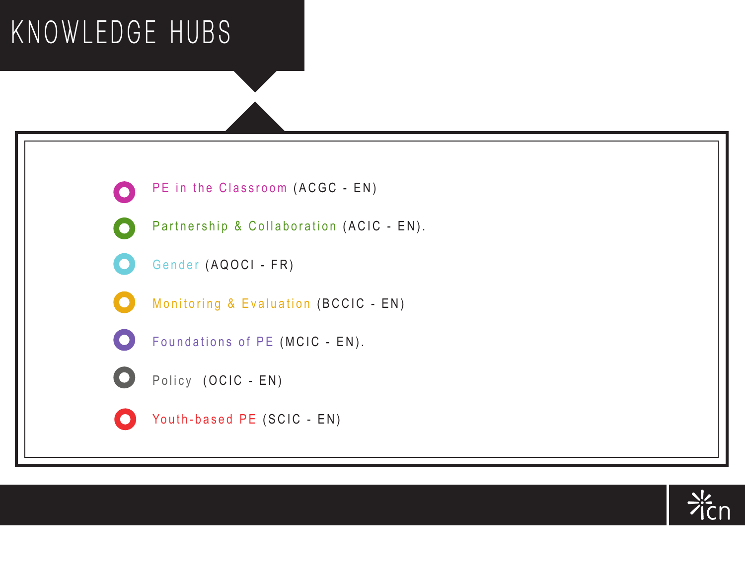# KNOWLEDGE HUBS

- PE in the Classroom (ACGC - EN)
- Partnership & Collaboration (ACIC - EN).
- Gender (AQOCI - FR)
- Monitoring & Evaluation (BCCIC - EN)
- Foundations of PE (MCIC - EN).
- Policy (OCIC - EN)
- Youth-based PE (SCIC - EN)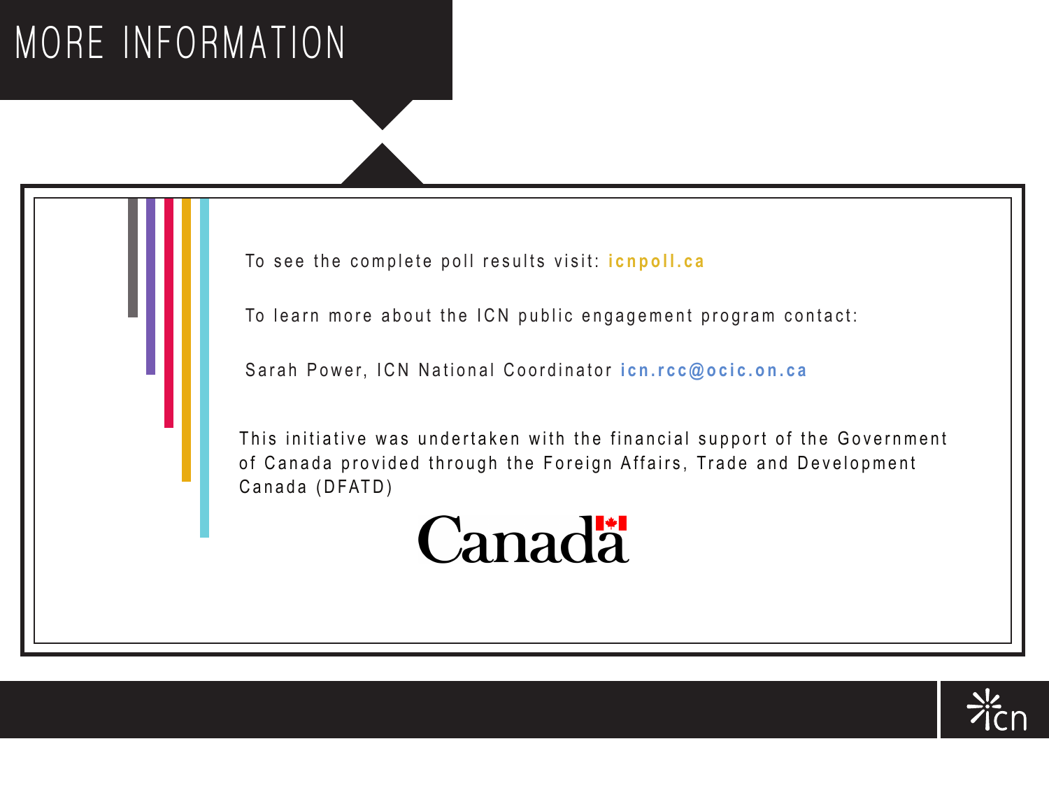# MORE INFORMATION

To see the complete poll results visit: **icnpoll.ca**

To learn more about the ICN public engagement program contact:

Sarah Power, ICN National Coordinator **icn.rcc@ocic.on.ca**

This initiative was undertaken with the financial support of the Government of Canada provided through the Foreign Affairs, Trade and Development Canada (DFATD)

Canada

icn